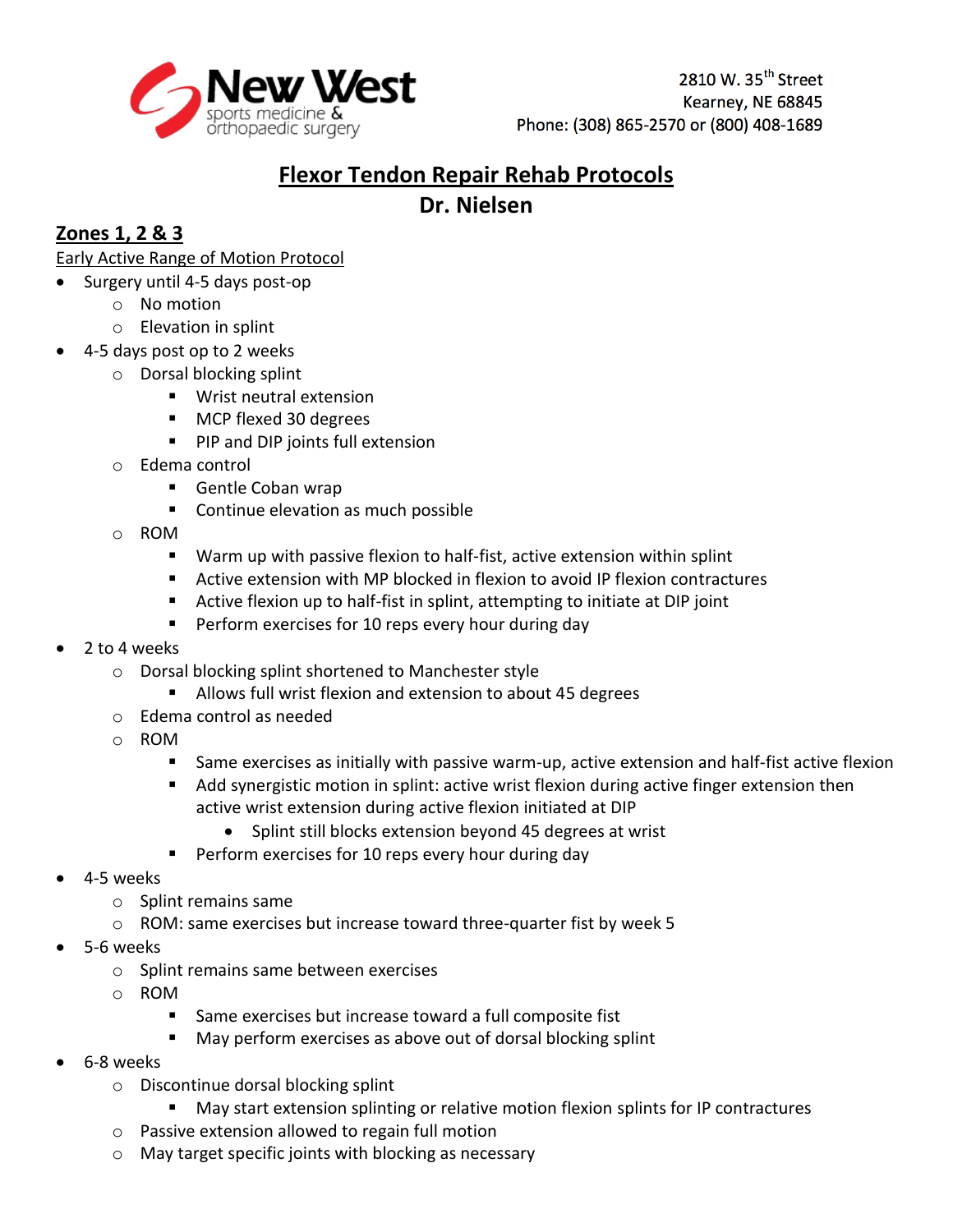New West sports medicine & orthopaedic surgery

2810 W. 35th Street
Kearney, NE 68845
Phone: (308) 865-2570 or (800) 408-1689

# Flexor Tendon Repair Rehab Protocols

## Dr. Nielsen

### Zones 1, 2 & 3

Early Active Range of Motion Protocol

- Surgery until 4-5 days post-op
  - No motion
  - Elevation in splint
- 4-5 days post op to 2 weeks
  - Dorsal blocking splint
    - Wrist neutral extension
    - MCP flexed 30 degrees
    - PIP and DIP joints full extension
  - Edema control
    - Gentle Coban wrap
    - Continue elevation as much possible
  - ROM
    - Warm up with passive flexion to half-fist, active extension within splint
    - Active extension with MP blocked in flexion to avoid IP flexion contractures
    - Active flexion up to half-fist in splint, attempting to initiate at DIP joint
    - Perform exercises for 10 reps every hour during day
- 2 to 4 weeks
  - Dorsal blocking splint shortened to Manchester style
    - Allows full wrist flexion and extension to about 45 degrees
  - Edema control as needed
  - ROM
    - Same exercises as initially with passive warm-up, active extension and half-fist active flexion
    - Add synergistic motion in splint: active wrist flexion during active finger extension then active wrist extension during active flexion initiated at DIP
      - Splint still blocks extension beyond 45 degrees at wrist
    - Perform exercises for 10 reps every hour during day
- 4-5 weeks
  - Splint remains same
  - ROM: same exercises but increase toward three-quarter fist by week 5
- 5-6 weeks
  - Splint remains same between exercises
  - ROM
    - Same exercises but increase toward a full composite fist
    - May perform exercises as above out of dorsal blocking splint
- 6-8 weeks
  - Discontinue dorsal blocking splint
    - May start extension splinting or relative motion flexion splints for IP contractures
  - Passive extension allowed to regain full motion
  - May target specific joints with blocking as necessary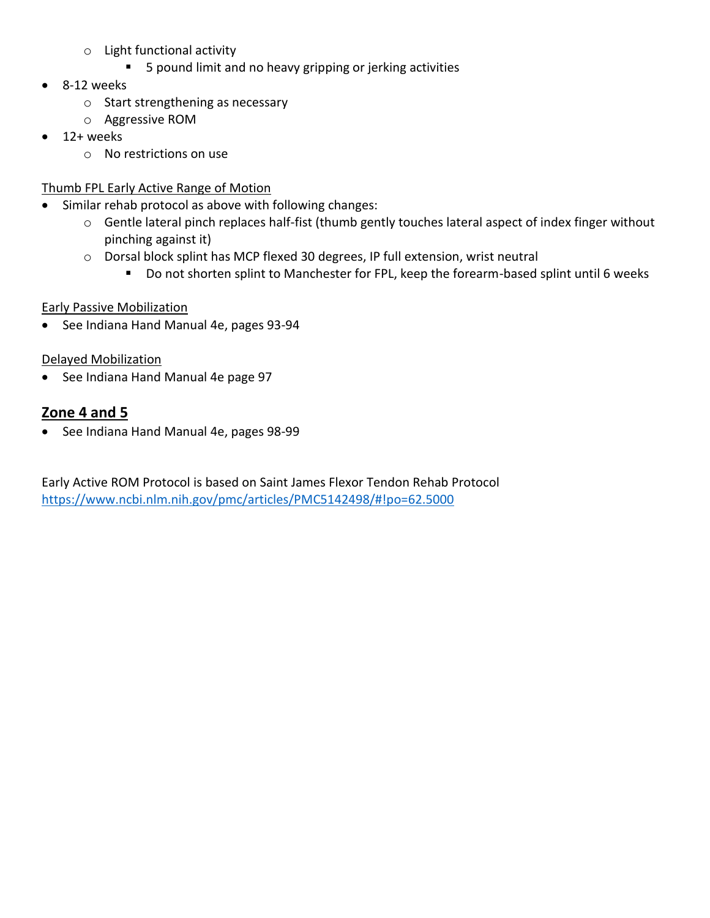- Light functional activity
        - 5 pound limit and no heavy gripping or jerking activities
- 8-12 weeks
    - Start strengthening as necessary
    - Aggressive ROM
- 12+ weeks
    - No restrictions on use

<u>Thumb FPL Early Active Range of Motion</u>

- Similar rehab protocol as above with following changes:
    - Gentle lateral pinch replaces half-fist (thumb gently touches lateral aspect of index finger without pinching against it)
    - Dorsal block splint has MCP flexed 30 degrees, IP full extension, wrist neutral
        - Do not shorten splint to Manchester for FPL, keep the forearm-based splint until 6 weeks

<u>Early Passive Mobilization</u>

- See Indiana Hand Manual 4e, pages 93-94

<u>Delayed Mobilization</u>

- See Indiana Hand Manual 4e page 97

## **<u>Zone 4 and 5</u>**

- See Indiana Hand Manual 4e, pages 98-99

Early Active ROM Protocol is based on Saint James Flexor Tendon Rehab Protocol
https://www.ncbi.nlm.nih.gov/pmc/articles/PMC5142498/#!po=62.5000